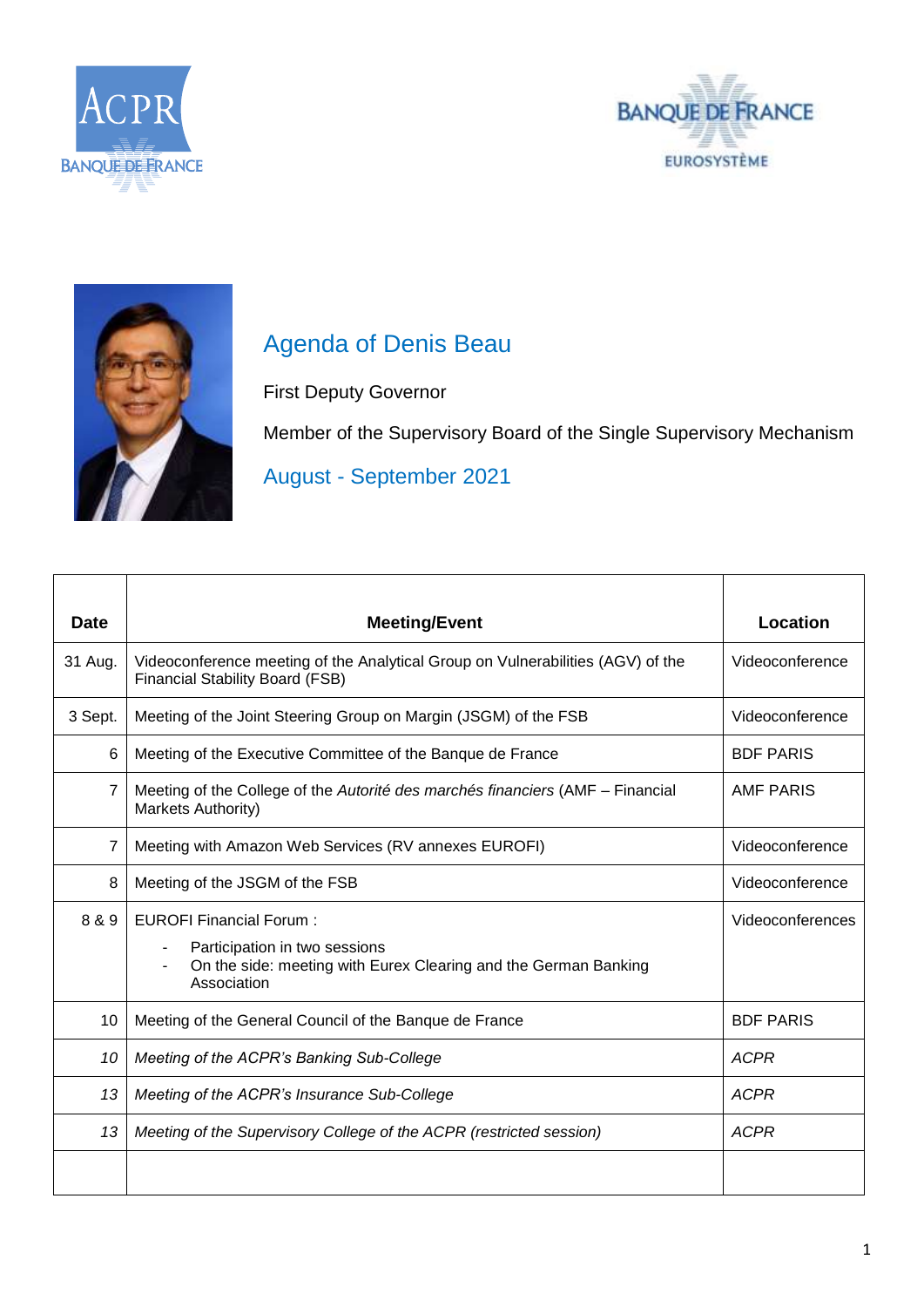# Agenda of Denis Beau

First Deputy Governor

Member of the Supervisory Board of the Single Supervisory Mechanism

## August - September 2021

| Date | Meeting/Event | Location |
|---|---|---|
| 31 Aug. | Videoconference meeting of the Analytical Group on Vulnerabilities (AGV) of the Financial Stability Board (FSB) | Videoconference |
| 3 Sept. | Meeting of the Joint Steering Group on Margin (JSGM) of the FSB | Videoconference |
| 6 | Meeting of the Executive Committee of the Banque de France | BDF PARIS |
| 7 | Meeting of the College of the *Autorité des marchés financiers* (AMF – Financial Markets Authority) | AMF PARIS |
| 7 | Meeting with Amazon Web Services (RV annexes EUROFI) | Videoconference |
| 8 | Meeting of the JSGM of the FSB | Videoconference |
| 8 & 9 | EUROFI Financial Forum :<br>- Participation in two sessions<br>- On the side: meeting with Eurex Clearing and the German Banking Association | Videoconferences |
| 10 | Meeting of the General Council of the Banque de France | BDF PARIS |
| *10* | *Meeting of the ACPR's Banking Sub-College* | *ACPR* |
| *13* | *Meeting of the ACPR's Insurance Sub-College* | *ACPR* |
| *13* | *Meeting of the Supervisory College of the ACPR (restricted session)* | *ACPR* |
| | | |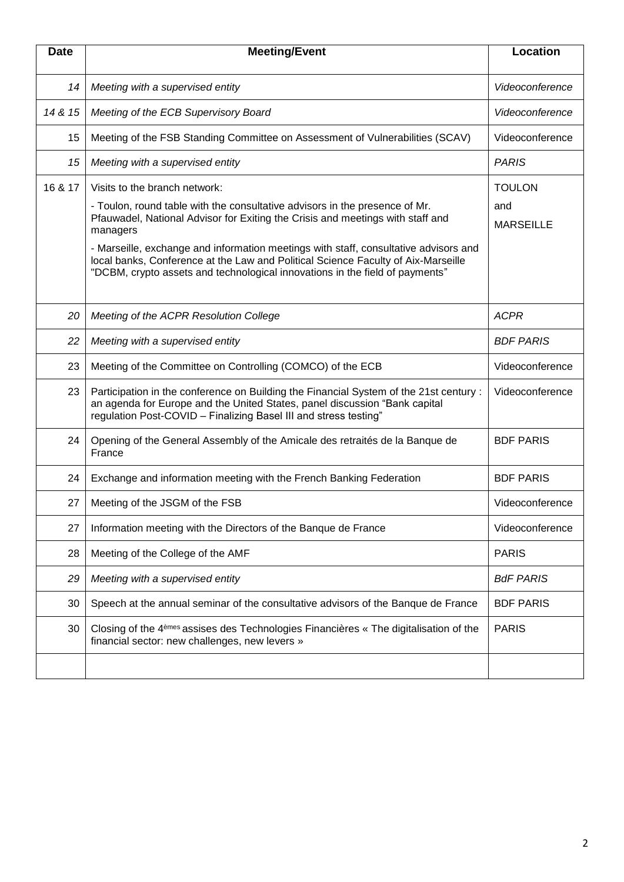| Date | Meeting/Event | Location |
|---|---|---|
| *14* | *Meeting with a supervised entity* | *Videoconference* |
| *14 & 15* | *Meeting of the ECB Supervisory Board* | *Videoconference* |
| 15 | Meeting of the FSB Standing Committee on Assessment of Vulnerabilities (SCAV) | Videoconference |
| *15* | *Meeting with a supervised entity* | *PARIS* |
| 16 & 17 | Visits to the branch network:<br>- Toulon, round table with the consultative advisors in the presence of Mr. Pfauwadel, National Advisor for Exiting the Crisis and meetings with staff and managers<br>- Marseille, exchange and information meetings with staff, consultative advisors and local banks, Conference at the Law and Political Science Faculty of Aix-Marseille "DCBM, crypto assets and technological innovations in the field of payments" | TOULON<br>and<br>MARSEILLE |
| *20* | *Meeting of the ACPR Resolution College* | *ACPR* |
| *22* | *Meeting with a supervised entity* | *BDF PARIS* |
| 23 | Meeting of the Committee on Controlling (COMCO) of the ECB | Videoconference |
| 23 | Participation in the conference on Building the Financial System of the 21st century : an agenda for Europe and the United States, panel discussion "Bank capital regulation Post-COVID – Finalizing Basel III and stress testing" | Videoconference |
| 24 | Opening of the General Assembly of the Amicale des retraités de la Banque de France | BDF PARIS |
| 24 | Exchange and information meeting with the French Banking Federation | BDF PARIS |
| 27 | Meeting of the JSGM of the FSB | Videoconference |
| 27 | Information meeting with the Directors of the Banque de France | Videoconference |
| 28 | Meeting of the College of the AMF | PARIS |
| *29* | *Meeting with a supervised entity* | *BdF PARIS* |
| 30 | Speech at the annual seminar of the consultative advisors of the Banque de France | BDF PARIS |
| 30 | Closing of the 4èmes assises des Technologies Financières « The digitalisation of the financial sector: new challenges, new levers » | PARIS |
| | | |